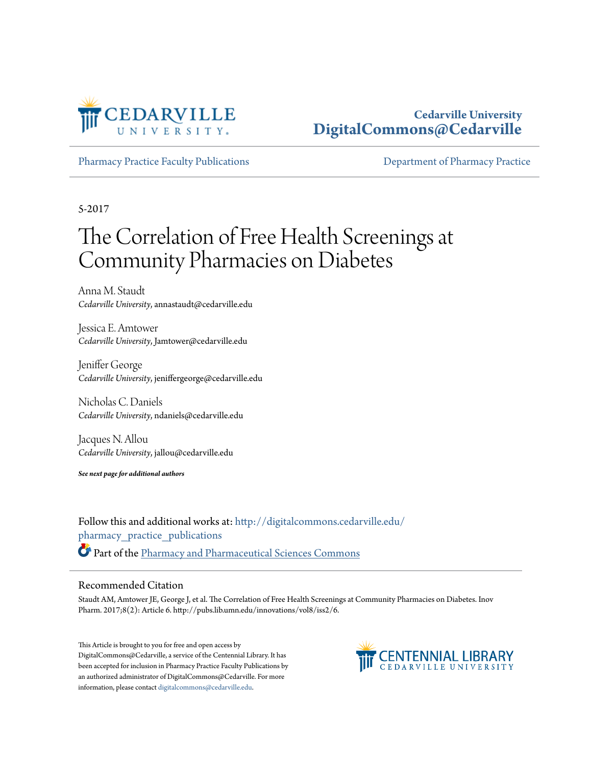Cedarville University
DigitalCommons@Cedarville

Pharmacy Practice Faculty Publications

Department of Pharmacy Practice

5-2017

# The Correlation of Free Health Screenings at Community Pharmacies on Diabetes

Anna M. Staudt
*Cedarville University*, annastaudt@cedarville.edu

Jessica E. Amtower
*Cedarville University*, Jamtower@cedarville.edu

Jeniffer George
*Cedarville University*, jeniffergeorge@cedarville.edu

Nicholas C. Daniels
*Cedarville University*, ndaniels@cedarville.edu

Jacques N. Allou
*Cedarville University*, jallou@cedarville.edu

***See next page for additional authors***

Follow this and additional works at: http://digitalcommons.cedarville.edu/pharmacy_practice_publications

Part of the Pharmacy and Pharmaceutical Sciences Commons

## Recommended Citation

Staudt AM, Amtower JE, George J, et al. The Correlation of Free Health Screenings at Community Pharmacies on Diabetes. Inov Pharm. 2017;8(2): Article 6. http://pubs.lib.umn.edu/innovations/vol8/iss2/6.

This Article is brought to you for free and open access by DigitalCommons@Cedarville, a service of the Centennial Library. It has been accepted for inclusion in Pharmacy Practice Faculty Publications by an authorized administrator of DigitalCommons@Cedarville. For more information, please contact digitalcommons@cedarville.edu.

CENTENNIAL LIBRARY
CEDARVILLE UNIVERSITY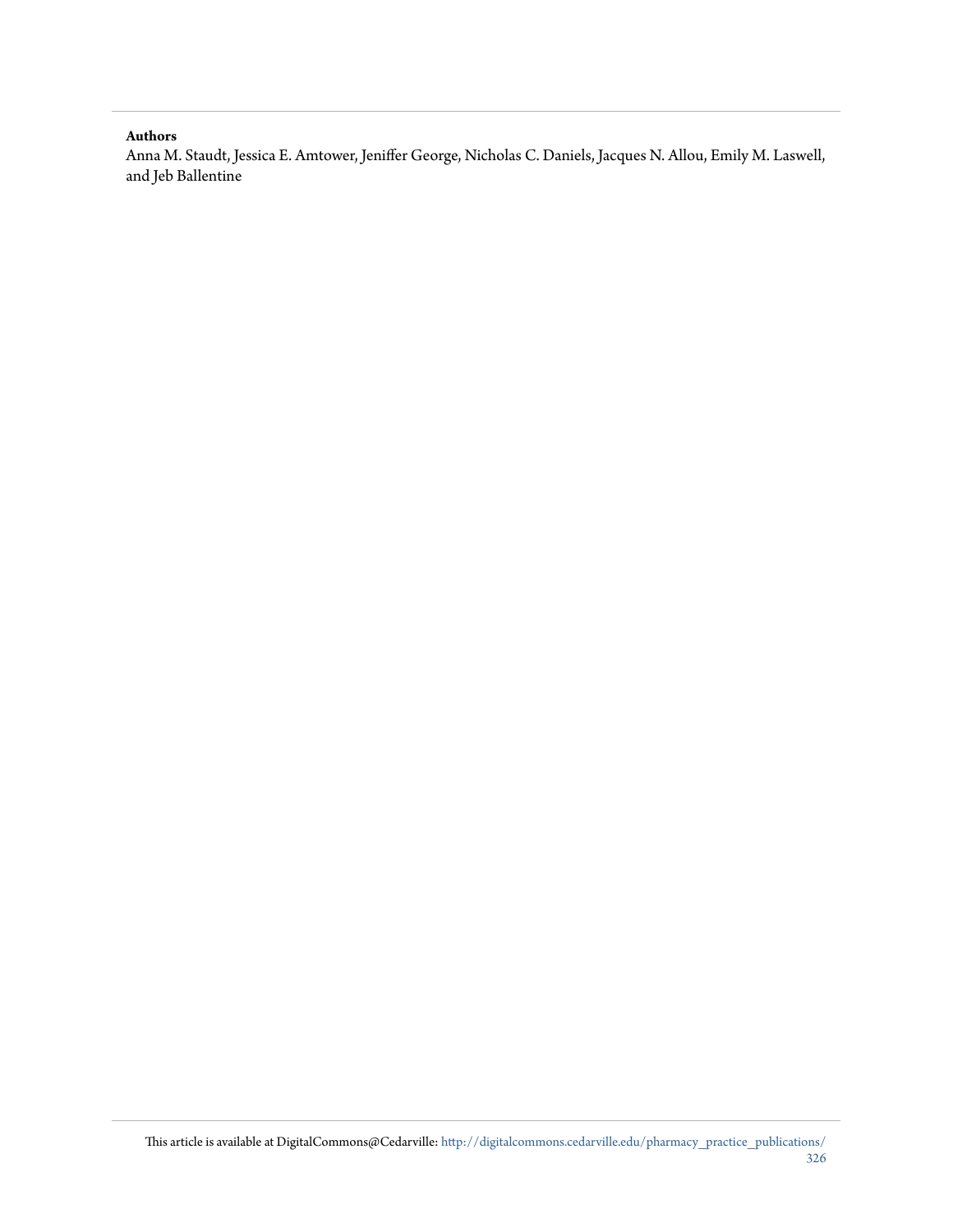**Authors**

Anna M. Staudt, Jessica E. Amtower, Jeniffer George, Nicholas C. Daniels, Jacques N. Allou, Emily M. Laswell, and Jeb Ballentine

This article is available at DigitalCommons@Cedarville: http://digitalcommons.cedarville.edu/pharmacy_practice_publications/326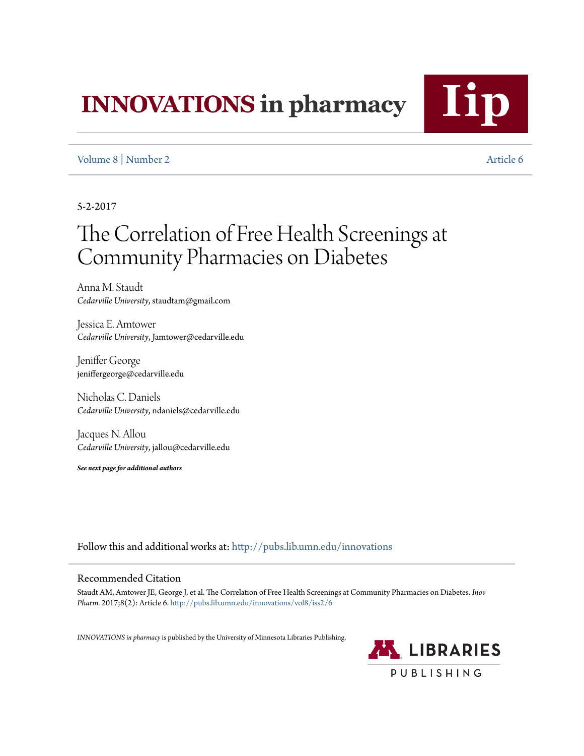5-2-2017

# The Correlation of Free Health Screenings at Community Pharmacies on Diabetes

Anna M. Staudt
*Cedarville University*, staudtam@gmail.com

Jessica E. Amtower
*Cedarville University*, Jamtower@cedarville.edu

Jeniffer George
jeniffergeorge@cedarville.edu

Nicholas C. Daniels
*Cedarville University*, ndaniels@cedarville.edu

Jacques N. Allou
*Cedarville University*, jallou@cedarville.edu

***See next page for additional authors***

Follow this and additional works at: http://pubs.lib.umn.edu/innovations

## Recommended Citation

Staudt AM, Amtower JE, George J, et al. The Correlation of Free Health Screenings at Community Pharmacies on Diabetes. *Inov Pharm.* 2017;8(2): Article 6. http://pubs.lib.umn.edu/innovations/vol8/iss2/6

*INNOVATIONS in pharmacy* is published by the University of Minnesota Libraries Publishing.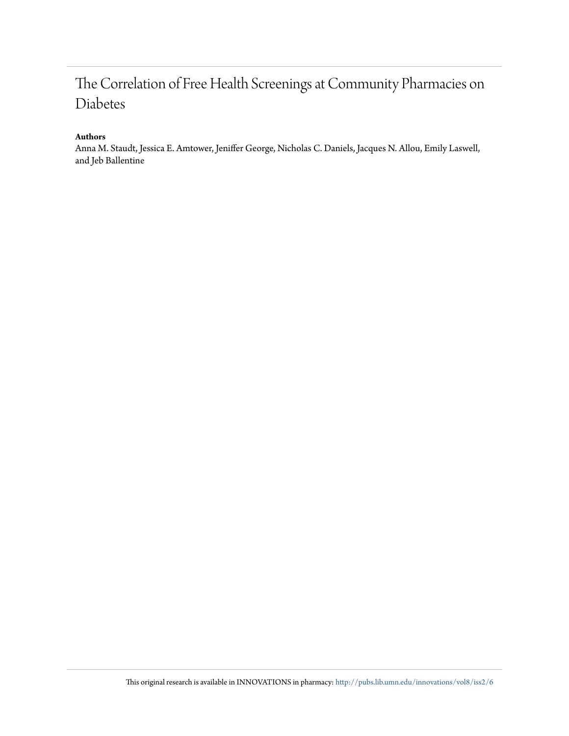# The Correlation of Free Health Screenings at Community Pharmacies on Diabetes

**Authors**

Anna M. Staudt, Jessica E. Amtower, Jeniffer George, Nicholas C. Daniels, Jacques N. Allou, Emily Laswell, and Jeb Ballentine

This original research is available in INNOVATIONS in pharmacy: http://pubs.lib.umn.edu/innovations/vol8/iss2/6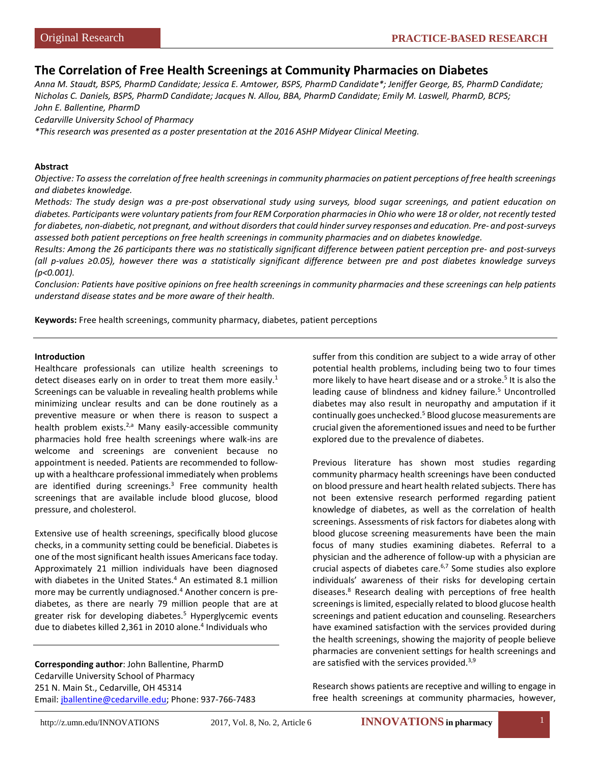Original Research

PRACTICE-BASED RESEARCH

# The Correlation of Free Health Screenings at Community Pharmacies on Diabetes

*Anna M. Staudt, BSPS, PharmD Candidate; Jessica E. Amtower, BSPS, PharmD Candidate\*; Jeniffer George, BS, PharmD Candidate; Nicholas C. Daniels, BSPS, PharmD Candidate; Jacques N. Allou, BBA, PharmD Candidate; Emily M. Laswell, PharmD, BCPS; John E. Ballentine, PharmD*

*Cedarville University School of Pharmacy*

*\*This research was presented as a poster presentation at the 2016 ASHP Midyear Clinical Meeting.*

**Abstract**

*Objective: To assess the correlation of free health screenings in community pharmacies on patient perceptions of free health screenings and diabetes knowledge.*

*Methods: The study design was a pre-post observational study using surveys, blood sugar screenings, and patient education on diabetes. Participants were voluntary patients from four REM Corporation pharmacies in Ohio who were 18 or older, not recently tested for diabetes, non-diabetic, not pregnant, and without disorders that could hinder survey responses and education. Pre- and post-surveys assessed both patient perceptions on free health screenings in community pharmacies and on diabetes knowledge.*

*Results: Among the 26 participants there was no statistically significant difference between patient perception pre- and post-surveys (all p-values ≥0.05), however there was a statistically significant difference between pre and post diabetes knowledge surveys (p<0.001).*

*Conclusion: Patients have positive opinions on free health screenings in community pharmacies and these screenings can help patients understand disease states and be more aware of their health.*

**Keywords:** Free health screenings, community pharmacy, diabetes, patient perceptions

## Introduction

Healthcare professionals can utilize health screenings to detect diseases early on in order to treat them more easily.[1] Screenings can be valuable in revealing health problems while minimizing unclear results and can be done routinely as a preventive measure or when there is reason to suspect a health problem exists.[2,a] Many easily-accessible community pharmacies hold free health screenings where walk-ins are welcome and screenings are convenient because no appointment is needed. Patients are recommended to follow-up with a healthcare professional immediately when problems are identified during screenings.[3] Free community health screenings that are available include blood glucose, blood pressure, and cholesterol.

Extensive use of health screenings, specifically blood glucose checks, in a community setting could be beneficial. Diabetes is one of the most significant health issues Americans face today. Approximately 21 million individuals have been diagnosed with diabetes in the United States.[4] An estimated 8.1 million more may be currently undiagnosed.[4] Another concern is pre-diabetes, as there are nearly 79 million people that are at greater risk for developing diabetes.[5] Hyperglycemic events due to diabetes killed 2,361 in 2010 alone.[4] Individuals who suffer from this condition are subject to a wide array of other potential health problems, including being two to four times more likely to have heart disease and or a stroke.[5] It is also the leading cause of blindness and kidney failure.[5] Uncontrolled diabetes may also result in neuropathy and amputation if it continually goes unchecked.[5] Blood glucose measurements are crucial given the aforementioned issues and need to be further explored due to the prevalence of diabetes.

Previous literature has shown most studies regarding community pharmacy health screenings have been conducted on blood pressure and heart health related subjects. There has not been extensive research performed regarding patient knowledge of diabetes, as well as the correlation of health screenings. Assessments of risk factors for diabetes along with blood glucose screening measurements have been the main focus of many studies examining diabetes. Referral to a physician and the adherence of follow-up with a physician are crucial aspects of diabetes care.[6,7] Some studies also explore individuals' awareness of their risks for developing certain diseases.[8] Research dealing with perceptions of free health screenings is limited, especially related to blood glucose health screenings and patient education and counseling. Researchers have examined satisfaction with the services provided during the health screenings, showing the majority of people believe pharmacies are convenient settings for health screenings and are satisfied with the services provided.[3,9]

Research shows patients are receptive and willing to engage in free health screenings at community pharmacies, however,

**Corresponding author**: John Ballentine, PharmD
Cedarville University School of Pharmacy
251 N. Main St., Cedarville, OH 45314
Email: jballentine@cedarville.edu; Phone: 937-766-7483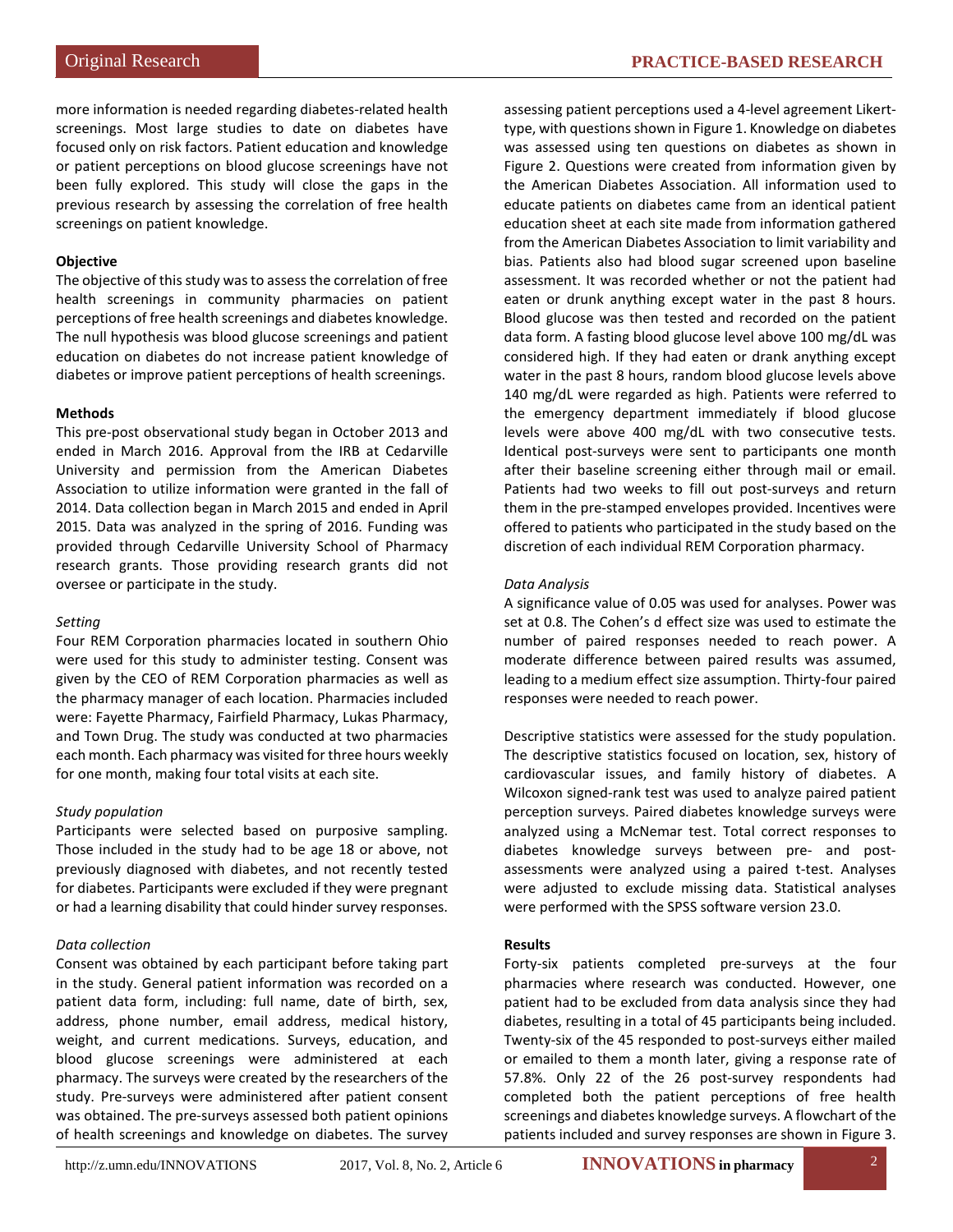more information is needed regarding diabetes-related health screenings. Most large studies to date on diabetes have focused only on risk factors. Patient education and knowledge or patient perceptions on blood glucose screenings have not been fully explored. This study will close the gaps in the previous research by assessing the correlation of free health screenings on patient knowledge.

**Objective**

The objective of this study was to assess the correlation of free health screenings in community pharmacies on patient perceptions of free health screenings and diabetes knowledge. The null hypothesis was blood glucose screenings and patient education on diabetes do not increase patient knowledge of diabetes or improve patient perceptions of health screenings.

**Methods**

This pre-post observational study began in October 2013 and ended in March 2016. Approval from the IRB at Cedarville University and permission from the American Diabetes Association to utilize information were granted in the fall of 2014. Data collection began in March 2015 and ended in April 2015. Data was analyzed in the spring of 2016. Funding was provided through Cedarville University School of Pharmacy research grants. Those providing research grants did not oversee or participate in the study.

*Setting*

Four REM Corporation pharmacies located in southern Ohio were used for this study to administer testing. Consent was given by the CEO of REM Corporation pharmacies as well as the pharmacy manager of each location. Pharmacies included were: Fayette Pharmacy, Fairfield Pharmacy, Lukas Pharmacy, and Town Drug. The study was conducted at two pharmacies each month. Each pharmacy was visited for three hours weekly for one month, making four total visits at each site.

*Study population*

Participants were selected based on purposive sampling. Those included in the study had to be age 18 or above, not previously diagnosed with diabetes, and not recently tested for diabetes. Participants were excluded if they were pregnant or had a learning disability that could hinder survey responses.

*Data collection*

Consent was obtained by each participant before taking part in the study. General patient information was recorded on a patient data form, including: full name, date of birth, sex, address, phone number, email address, medical history, weight, and current medications. Surveys, education, and blood glucose screenings were administered at each pharmacy. The surveys were created by the researchers of the study. Pre-surveys were administered after patient consent was obtained. The pre-surveys assessed both patient opinions of health screenings and knowledge on diabetes. The survey assessing patient perceptions used a 4-level agreement Likert-type, with questions shown in Figure 1. Knowledge on diabetes was assessed using ten questions on diabetes as shown in Figure 2. Questions were created from information given by the American Diabetes Association. All information used to educate patients on diabetes came from an identical patient education sheet at each site made from information gathered from the American Diabetes Association to limit variability and bias. Patients also had blood sugar screened upon baseline assessment. It was recorded whether or not the patient had eaten or drunk anything except water in the past 8 hours. Blood glucose was then tested and recorded on the patient data form. A fasting blood glucose level above 100 mg/dL was considered high. If they had eaten or drank anything except water in the past 8 hours, random blood glucose levels above 140 mg/dL were regarded as high. Patients were referred to the emergency department immediately if blood glucose levels were above 400 mg/dL with two consecutive tests. Identical post-surveys were sent to participants one month after their baseline screening either through mail or email. Patients had two weeks to fill out post-surveys and return them in the pre-stamped envelopes provided. Incentives were offered to patients who participated in the study based on the discretion of each individual REM Corporation pharmacy.

*Data Analysis*

A significance value of 0.05 was used for analyses. Power was set at 0.8. The Cohen's d effect size was used to estimate the number of paired responses needed to reach power. A moderate difference between paired results was assumed, leading to a medium effect size assumption. Thirty-four paired responses were needed to reach power.

Descriptive statistics were assessed for the study population. The descriptive statistics focused on location, sex, history of cardiovascular issues, and family history of diabetes. A Wilcoxon signed-rank test was used to analyze paired patient perception surveys. Paired diabetes knowledge surveys were analyzed using a McNemar test. Total correct responses to diabetes knowledge surveys between pre- and post-assessments were analyzed using a paired t-test. Analyses were adjusted to exclude missing data. Statistical analyses were performed with the SPSS software version 23.0.

**Results**

Forty-six patients completed pre-surveys at the four pharmacies where research was conducted. However, one patient had to be excluded from data analysis since they had diabetes, resulting in a total of 45 participants being included. Twenty-six of the 45 responded to post-surveys either mailed or emailed to them a month later, giving a response rate of 57.8%. Only 22 of the 26 post-survey respondents had completed both the patient perceptions of free health screenings and diabetes knowledge surveys. A flowchart of the patients included and survey responses are shown in Figure 3.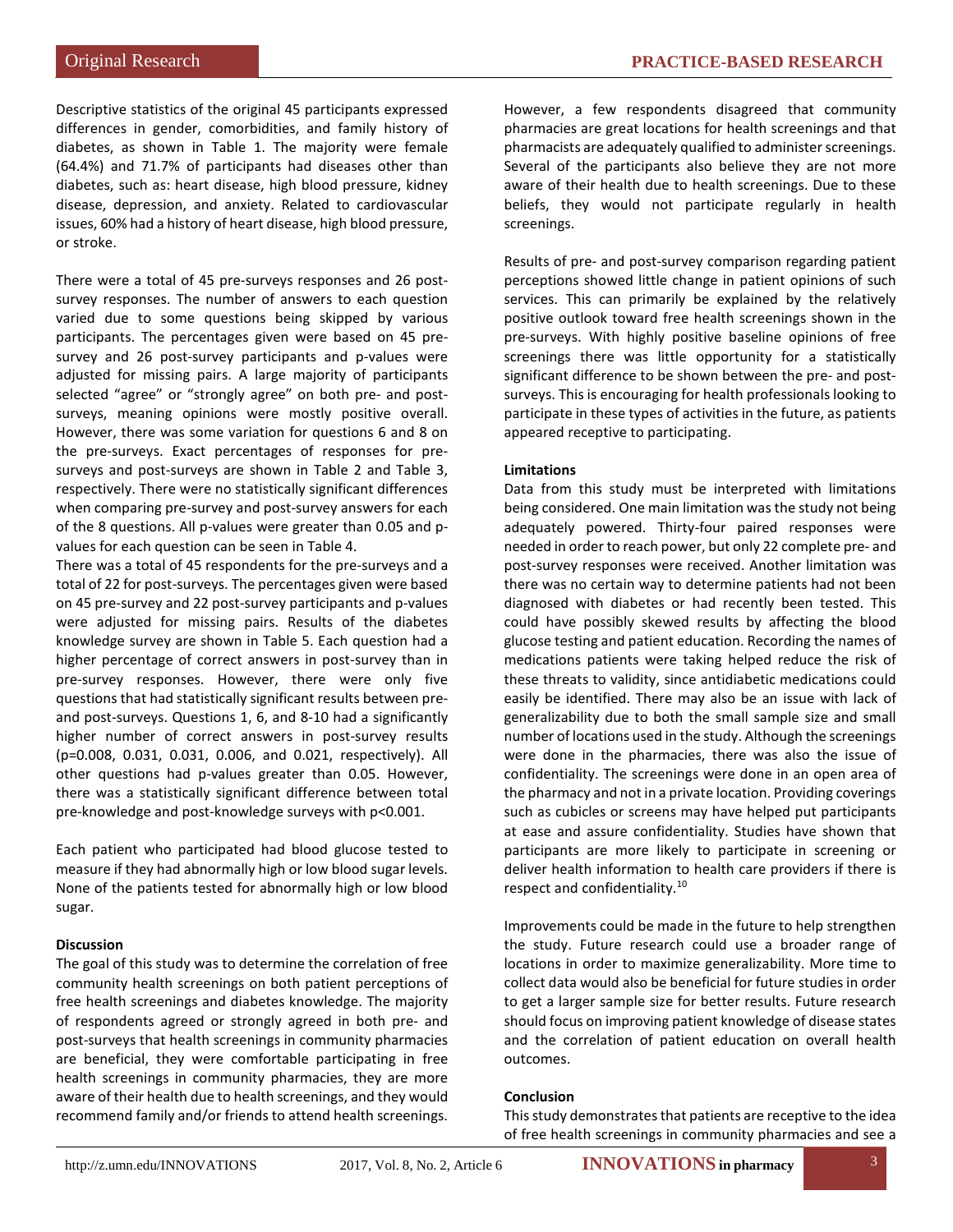Descriptive statistics of the original 45 participants expressed differences in gender, comorbidities, and family history of diabetes, as shown in Table 1. The majority were female (64.4%) and 71.7% of participants had diseases other than diabetes, such as: heart disease, high blood pressure, kidney disease, depression, and anxiety. Related to cardiovascular issues, 60% had a history of heart disease, high blood pressure, or stroke.

There were a total of 45 pre-surveys responses and 26 post-survey responses. The number of answers to each question varied due to some questions being skipped by various participants. The percentages given were based on 45 pre-survey and 26 post-survey participants and p-values were adjusted for missing pairs. A large majority of participants selected "agree" or "strongly agree" on both pre- and post-surveys, meaning opinions were mostly positive overall. However, there was some variation for questions 6 and 8 on the pre-surveys. Exact percentages of responses for pre-surveys and post-surveys are shown in Table 2 and Table 3, respectively. There were no statistically significant differences when comparing pre-survey and post-survey answers for each of the 8 questions. All p-values were greater than 0.05 and p-values for each question can be seen in Table 4.

There was a total of 45 respondents for the pre-surveys and a total of 22 for post-surveys. The percentages given were based on 45 pre-survey and 22 post-survey participants and p-values were adjusted for missing pairs. Results of the diabetes knowledge survey are shown in Table 5. Each question had a higher percentage of correct answers in post-survey than in pre-survey responses. However, there were only five questions that had statistically significant results between pre- and post-surveys. Questions 1, 6, and 8-10 had a significantly higher number of correct answers in post-survey results (p=0.008, 0.031, 0.031, 0.006, and 0.021, respectively). All other questions had p-values greater than 0.05. However, there was a statistically significant difference between total pre-knowledge and post-knowledge surveys with p<0.001.

Each patient who participated had blood glucose tested to measure if they had abnormally high or low blood sugar levels. None of the patients tested for abnormally high or low blood sugar.

**Discussion**

The goal of this study was to determine the correlation of free community health screenings on both patient perceptions of free health screenings and diabetes knowledge. The majority of respondents agreed or strongly agreed in both pre- and post-surveys that health screenings in community pharmacies are beneficial, they were comfortable participating in free health screenings in community pharmacies, they are more aware of their health due to health screenings, and they would recommend family and/or friends to attend health screenings. However, a few respondents disagreed that community pharmacies are great locations for health screenings and that pharmacists are adequately qualified to administer screenings. Several of the participants also believe they are not more aware of their health due to health screenings. Due to these beliefs, they would not participate regularly in health screenings.

Results of pre- and post-survey comparison regarding patient perceptions showed little change in patient opinions of such services. This can primarily be explained by the relatively positive outlook toward free health screenings shown in the pre-surveys. With highly positive baseline opinions of free screenings there was little opportunity for a statistically significant difference to be shown between the pre- and post-surveys. This is encouraging for health professionals looking to participate in these types of activities in the future, as patients appeared receptive to participating.

**Limitations**

Data from this study must be interpreted with limitations being considered. One main limitation was the study not being adequately powered. Thirty-four paired responses were needed in order to reach power, but only 22 complete pre- and post-survey responses were received. Another limitation was there was no certain way to determine patients had not been diagnosed with diabetes or had recently been tested. This could have possibly skewed results by affecting the blood glucose testing and patient education. Recording the names of medications patients were taking helped reduce the risk of these threats to validity, since antidiabetic medications could easily be identified. There may also be an issue with lack of generalizability due to both the small sample size and small number of locations used in the study. Although the screenings were done in the pharmacies, there was also the issue of confidentiality. The screenings were done in an open area of the pharmacy and not in a private location. Providing coverings such as cubicles or screens may have helped put participants at ease and assure confidentiality. Studies have shown that participants are more likely to participate in screening or deliver health information to health care providers if there is respect and confidentiality.[10]

Improvements could be made in the future to help strengthen the study. Future research could use a broader range of locations in order to maximize generalizability. More time to collect data would also be beneficial for future studies in order to get a larger sample size for better results. Future research should focus on improving patient knowledge of disease states and the correlation of patient education on overall health outcomes.

**Conclusion**

This study demonstrates that patients are receptive to the idea of free health screenings in community pharmacies and see a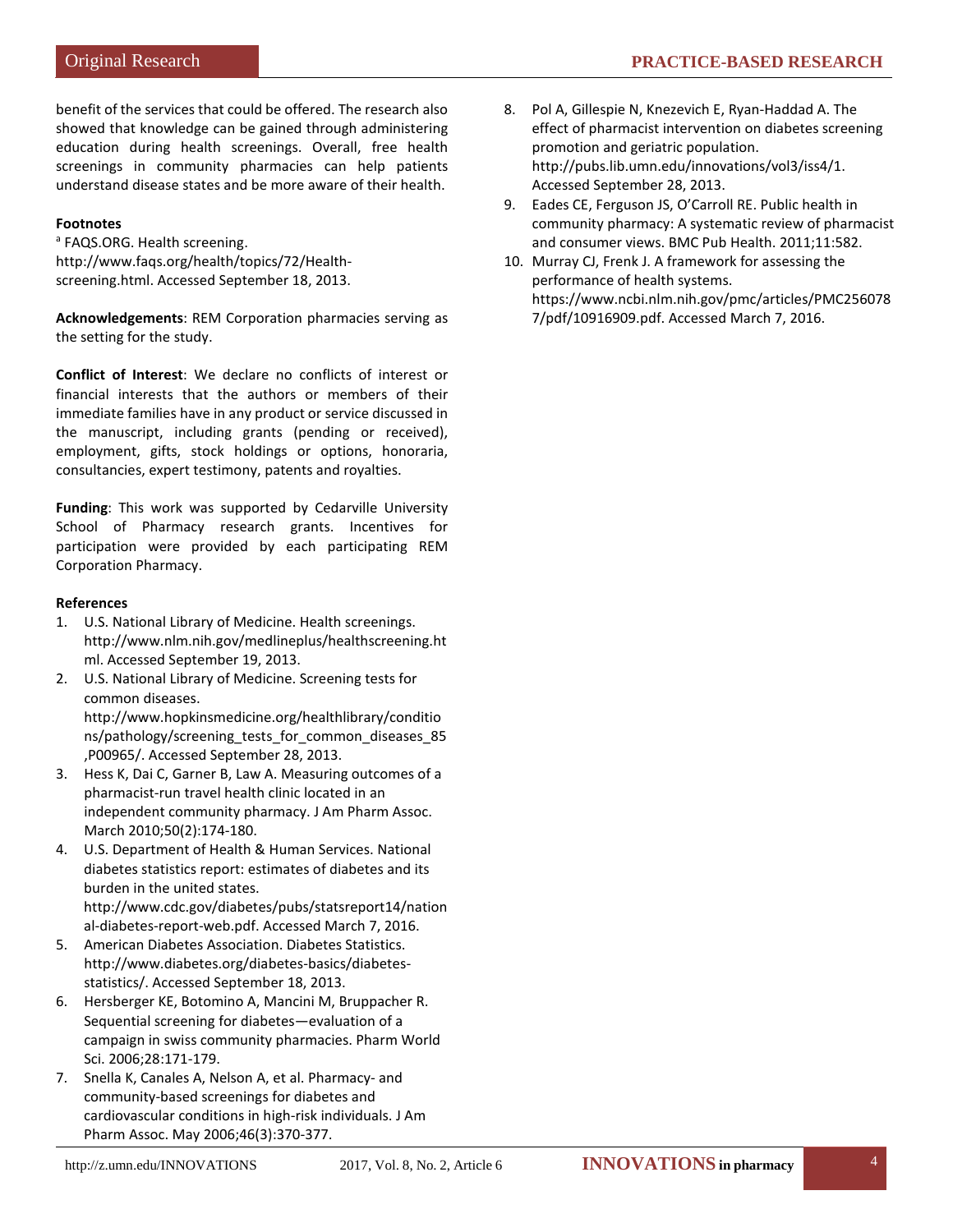benefit of the services that could be offered. The research also showed that knowledge can be gained through administering education during health screenings. Overall, free health screenings in community pharmacies can help patients understand disease states and be more aware of their health.

**Footnotes**

[a] FAQS.ORG. Health screening. http://www.faqs.org/health/topics/72/Health-screening.html. Accessed September 18, 2013.

**Acknowledgements**: REM Corporation pharmacies serving as the setting for the study.

**Conflict of Interest**: We declare no conflicts of interest or financial interests that the authors or members of their immediate families have in any product or service discussed in the manuscript, including grants (pending or received), employment, gifts, stock holdings or options, honoraria, consultancies, expert testimony, patents and royalties.

**Funding**: This work was supported by Cedarville University School of Pharmacy research grants. Incentives for participation were provided by each participating REM Corporation Pharmacy.

**References**

1. U.S. National Library of Medicine. Health screenings. http://www.nlm.nih.gov/medlineplus/healthscreening.html. Accessed September 19, 2013.
2. U.S. National Library of Medicine. Screening tests for common diseases. http://www.hopkinsmedicine.org/healthlibrary/conditions/pathology/screening_tests_for_common_diseases_85,P00965/. Accessed September 28, 2013.
3. Hess K, Dai C, Garner B, Law A. Measuring outcomes of a pharmacist-run travel health clinic located in an independent community pharmacy. J Am Pharm Assoc. March 2010;50(2):174-180.
4. U.S. Department of Health & Human Services. National diabetes statistics report: estimates of diabetes and its burden in the united states. http://www.cdc.gov/diabetes/pubs/statsreport14/national-diabetes-report-web.pdf. Accessed March 7, 2016.
5. American Diabetes Association. Diabetes Statistics. http://www.diabetes.org/diabetes-basics/diabetes-statistics/. Accessed September 18, 2013.
6. Hersberger KE, Botomino A, Mancini M, Bruppacher R. Sequential screening for diabetes—evaluation of a campaign in swiss community pharmacies. Pharm World Sci. 2006;28:171-179.
7. Snella K, Canales A, Nelson A, et al. Pharmacy- and community-based screenings for diabetes and cardiovascular conditions in high-risk individuals. J Am Pharm Assoc. May 2006;46(3):370-377.
8. Pol A, Gillespie N, Knezevich E, Ryan-Haddad A. The effect of pharmacist intervention on diabetes screening promotion and geriatric population. http://pubs.lib.umn.edu/innovations/vol3/iss4/1. Accessed September 28, 2013.
9. Eades CE, Ferguson JS, O'Carroll RE. Public health in community pharmacy: A systematic review of pharmacist and consumer views. BMC Pub Health. 2011;11:582.
10. Murray CJ, Frenk J. A framework for assessing the performance of health systems. https://www.ncbi.nlm.nih.gov/pmc/articles/PMC2560787/pdf/10916909.pdf. Accessed March 7, 2016.